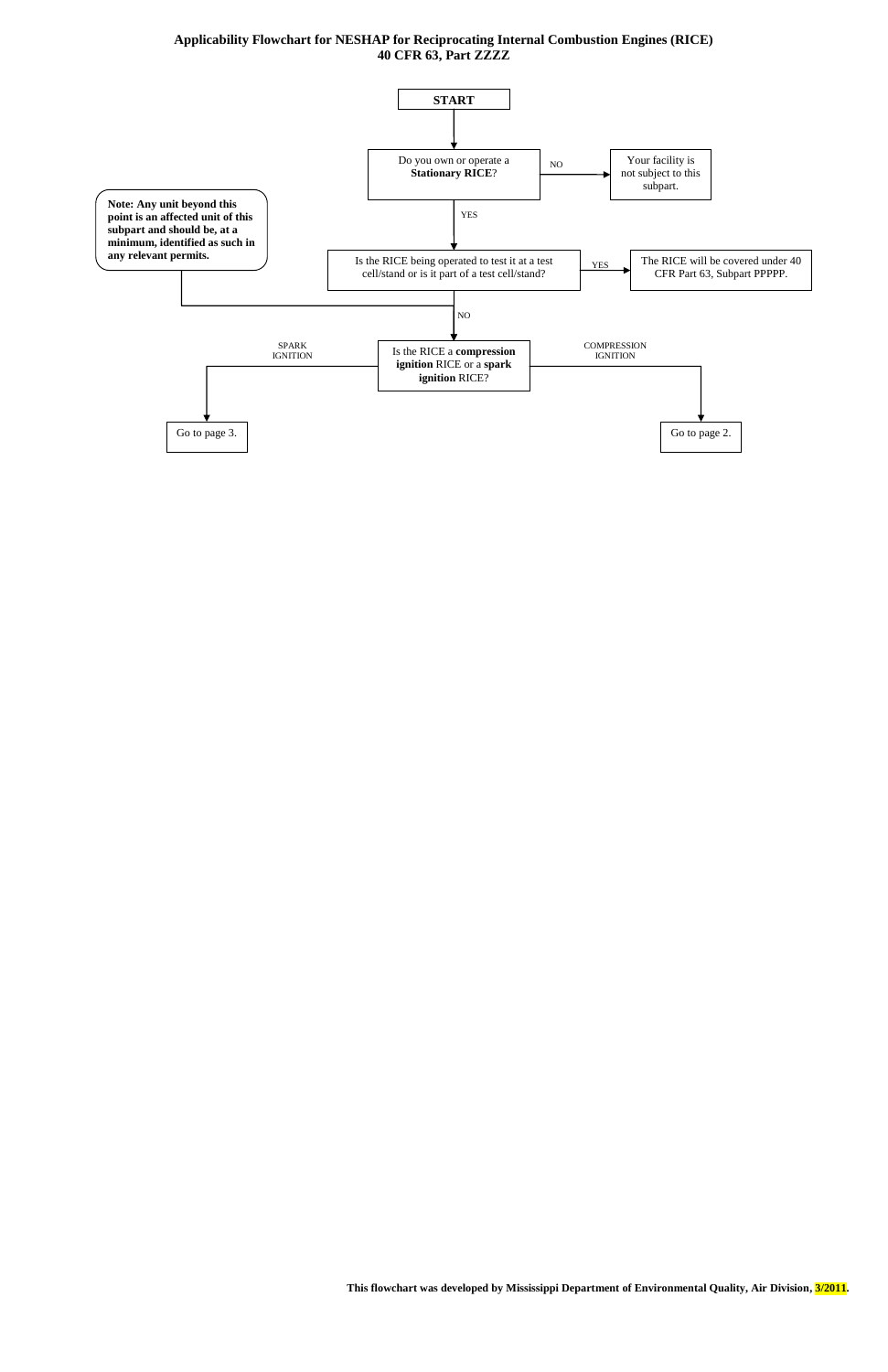# Applicability Flowchart for NESHAP for Reciprocating Internal Combustion Engines (RICE)
## 40 CFR 63, Part ZZZZ

**START**

Do you own or operate a **Stationary RICE**?

- NO → Your facility is not subject to this subpart.
- YES → Is the RICE being operated to test it at a test cell/stand or is it part of a test cell/stand?
  - YES → The RICE will be covered under 40 CFR Part 63, Subpart PPPPP.
  - NO → Is the RICE a **compression ignition** RICE or a **spark ignition** RICE?
    - SPARK IGNITION → Go to page 3.
    - COMPRESSION IGNITION → Go to page 2.

**Note: Any unit beyond this point is an affected unit of this subpart and should be, at a minimum, identified as such in any relevant permits.**

**This flowchart was developed by Mississippi Department of Environmental Quality, Air Division, 3/2011.**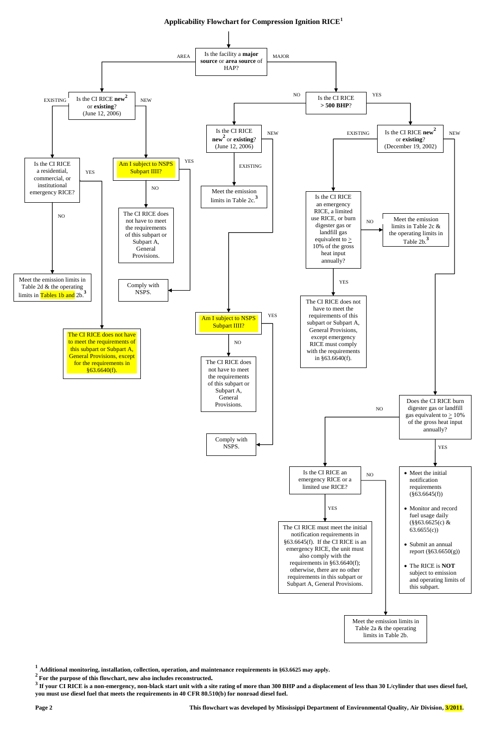# Applicability Flowchart for Compression Ignition RICE[1]

**Is the facility a major source or area source of HAP?**

- **AREA** → **Is the CI RICE new[2] or existing? (June 12, 2006)**
  - **EXISTING** → **Is the CI RICE a residential, commercial, or institutional emergency RICE?**
    - **YES** → The CI RICE does not have to meet the requirements of this subpart or Subpart A, General Provisions, except for the requirements in §63.6640(f).
    - **NO** → Meet the emission limits in Table 2d & the operating limits in Tables 1b and 2b.[3]
  - **NEW** → **Am I subject to NSPS Subpart IIII?**
    - **YES** → Comply with NSPS.
    - **NO** → The CI RICE does not have to meet the requirements of this subpart or Subpart A, General Provisions.

- **MAJOR** → **Is the CI RICE > 500 BHP?**
  - **NO** → **Is the CI RICE new[2] or existing? (June 12, 2006)**
    - **EXISTING** → Meet the emission limits in Table 2c.[3]
    - **NEW** → **Am I subject to NSPS Subpart IIII?**
      - **YES** → Comply with NSPS.
      - **NO** → The CI RICE does not have to meet the requirements of this subpart or Subpart A, General Provisions.
  - **YES** → **Is the CI RICE new[2] or existing? (December 19, 2002)**
    - **EXISTING** → **Is the CI RICE an emergency RICE, a limited use RICE, or burn digester gas or landfill gas equivalent to ≥ 10% of the gross heat input annually?**
      - **NO** → Meet the emission limits in Table 2c & the operating limits in Table 2b.[3]
      - **YES** → The CI RICE does not have to meet the requirements of this subpart or Subpart A, General Provisions, except emergency RICE must comply with the requirements in §63.6640(f).
    - **NEW** → **Does the CI RICE burn digester gas or landfill gas equivalent to ≥ 10% of the gross heat input annually?**
      - **YES** →
        - Meet the initial notification requirements (§63.6645(f))
        - Monitor and record fuel usage daily (§§63.6625(c) & 63.6655(c))
        - Submit an annual report (§63.6650(g))
        - The RICE is **NOT** subject to emission and operating limits of this subpart.
      - **NO** → **Is the CI RICE an emergency RICE or a limited use RICE?**
        - **YES** → The CI RICE must meet the initial notification requirements in §63.6645(f). If the CI RICE is an emergency RICE, the unit must also comply with the requirements in §63.6640(f); otherwise, there are no other requirements in this subpart or Subpart A, General Provisions.
        - **NO** → Meet the emission limits in Table 2a & the operating limits in Table 2b.

---

[1] **Additional monitoring, installation, collection, operation, and maintenance requirements in §63.6625 may apply.**

[2] **For the purpose of this flowchart, new also includes reconstructed.**

[3] **If your CI RICE is a non-emergency, non-black start unit with a site rating of more than 300 BHP and a displacement of less than 30 L/cylinder that uses diesel fuel, you must use diesel fuel that meets the requirements in 40 CFR 80.510(b) for nonroad diesel fuel.**

**This flowchart was developed by Mississippi Department of Environmental Quality, Air Division, 3/2011.**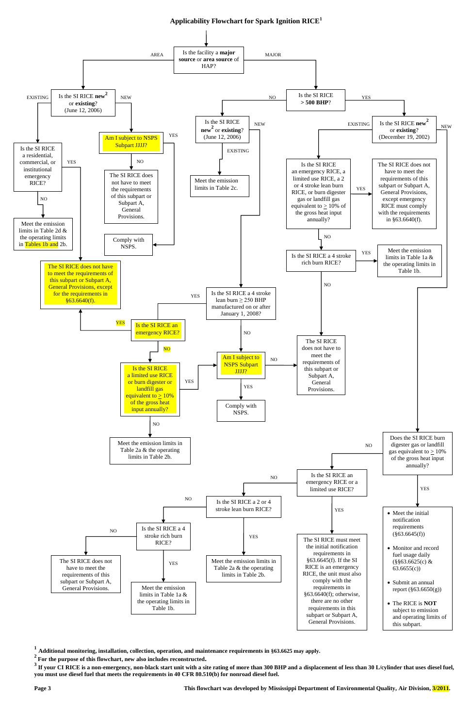# Applicability Flowchart for Spark Ignition RICE[1]

Is the facility a **major source** or **area source** of HAP?

AREA

MAJOR

EXISTING

Is the SI RICE **new**[2] or **existing**? (June 12, 2006)

NEW

Is the SI RICE a residential, commercial, or institutional emergency RICE?

YES

NO

Meet the emission limits in Table 2d & the operating limits in Tables 1b and 2b.

Am I subject to NSPS Subpart JJJJ?

YES

NO

The SI RICE does not meet the requirements of this subpart or Subpart A, General Provisions.

Comply with NSPS.

The SI RICE does not have to meet the requirements of this subpart or Subpart A, General Provisions, except for the requirements in §63.6640(f).

Is the SI RICE **> 500 BHP**?

NO

YES

Is the SI RICE **new**[2] or **existing**? (June 12, 2006)

NEW

EXISTING

Meet the emission limits in Table 2c.

Is the SI RICE **new**[2] or **existing**? (December 19, 2002)

EXISTING

NEW

Is the SI RICE an emergency RICE, a limited use RICE, a 2 or 4 stroke lean burn RICE, or burn digester gas or landfill gas equivalent to ≥ 10% of the gross heat input annually?

YES

The SI RICE does not have to meet the requirements of this subpart or Subpart A, General Provisions, except emergency RICE must comply with the requirements in §63.6640(f).

NO

Is the SI RICE a 4 stroke rich burn RICE?

YES

Meet the emission limits in Table 1a & the operating limits in Table 1b.

NO

The SI RICE does not have to meet the requirements of this subpart or Subpart A, General Provisions.

Is the SI RICE a 4 stroke lean burn ≥ 250 BHP manufactured on or after January 1, 2008?

YES

Is the SI RICE an emergency RICE?

YES

NO

Is the SI RICE a limited use RICE or burn digester or landfill gas equivalent to ≥ 10% of the gross heat input annually?

YES

NO

Meet the emission limits in Table 2a & the operating limits in Table 2b.

NO

Am I subject to NSPS Subpart JJJJ?

NO

YES

Comply with NSPS.

Does the SI RICE burn digester gas or landfill gas equivalent to ≥ 10% of the gross heat input annually?

NO

YES

- Meet the initial notification requirements (§63.6645(f))
- Monitor and record fuel usage daily (§§63.6625(c) & 63.6655(c))
- Submit an annual report (§63.6650(g))
- The RICE is **NOT** subject to emission and operating limits of this subpart.

Is the SI RICE an emergency RICE or a limited use RICE?

YES

The SI RICE must meet the initial notification requirements in §63.6645(f). If the SI RICE is an emergency RICE, the unit must also comply with the requirements in §63.6640(f); otherwise, there are no other requirements in this subpart or Subpart A, General Provisions.

NO

Is the SI RICE a 2 or 4 stroke lean burn RICE?

YES

Meet the emission limits in Table 2a & the operating limits in Table 2b.

NO

Is the SI RICE a 4 stroke rich burn RICE?

YES

Meet the emission limits in Table 1a & the operating limits in Table 1b.

NO

The SI RICE does not have to meet the requirements of this subpart or Subpart A, General Provisions.

---

**[1] Additional monitoring, installation, collection, operation, and maintenance requirements in §63.6625 may apply.**

**[2] For the purpose of this flowchart, new also includes reconstructed.**

**[3] If your CI RICE is a non-emergency, non-black start unit with a site rating of more than 300 BHP and a displacement of less than 30 L/cylinder that uses diesel fuel, you must use diesel fuel that meets the requirements in 40 CFR 80.510(b) for nonroad diesel fuel.**

**This flowchart was developed by Mississippi Department of Environmental Quality, Air Division, 3/2011.**